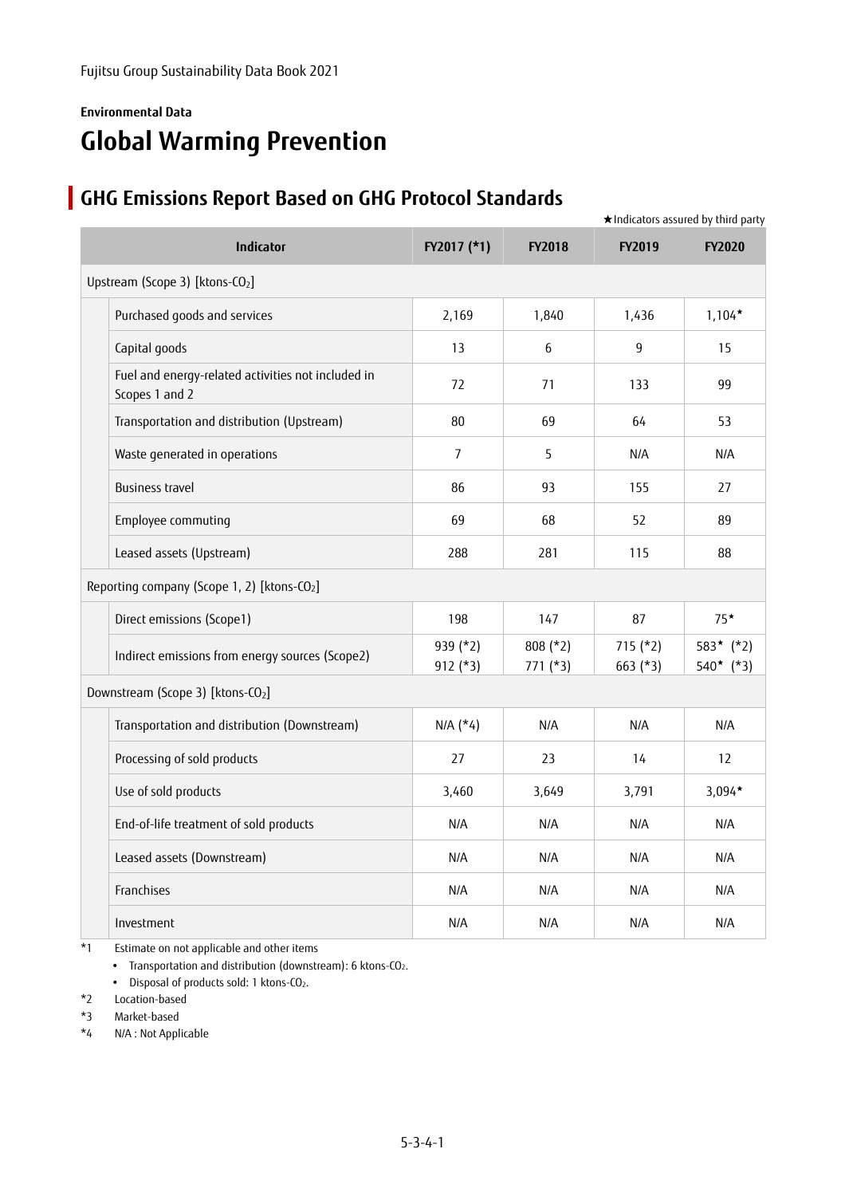Fujitsu Group Sustainability Data Book 2021

**Environmental Data**

# Global Warming Prevention

## GHG Emissions Report Based on GHG Protocol Standards

★Indicators assured by third party

| Indicator | FY2017 (*1) | FY2018 | FY2019 | FY2020 |
|---|---|---|---|---|
| Upstream (Scope 3) [ktons-$CO_2$] | | | | |
| Purchased goods and services | 2,169 | 1,840 | 1,436 | 1,104★ |
| Capital goods | 13 | 6 | 9 | 15 |
| Fuel and energy-related activities not included in Scopes 1 and 2 | 72 | 71 | 133 | 99 |
| Transportation and distribution (Upstream) | 80 | 69 | 64 | 53 |
| Waste generated in operations | 7 | 5 | N/A | N/A |
| Business travel | 86 | 93 | 155 | 27 |
| Employee commuting | 69 | 68 | 52 | 89 |
| Leased assets (Upstream) | 288 | 281 | 115 | 88 |
| Reporting company (Scope 1, 2) [ktons-$CO_2$] | | | | |
| Direct emissions (Scope1) | 198 | 147 | 87 | 75★ |
| Indirect emissions from energy sources (Scope2) | 939 (*2)<br>912 (*3) | 808 (*2)<br>771 (*3) | 715 (*2)<br>663 (*3) | 583★ (*2)<br>540★ (*3) |
| Downstream (Scope 3) [ktons-$CO_2$] | | | | |
| Transportation and distribution (Downstream) | N/A (*4) | N/A | N/A | N/A |
| Processing of sold products | 27 | 23 | 14 | 12 |
| Use of sold products | 3,460 | 3,649 | 3,791 | 3,094★ |
| End-of-life treatment of sold products | N/A | N/A | N/A | N/A |
| Leased assets (Downstream) | N/A | N/A | N/A | N/A |
| Franchises | N/A | N/A | N/A | N/A |
| Investment | N/A | N/A | N/A | N/A |

*1 Estimate on not applicable and other items
- Transportation and distribution (downstream): 6 ktons-$CO_2$.
- Disposal of products sold: 1 ktons-$CO_2$.

*2 Location-based

*3 Market-based

*4 N/A : Not Applicable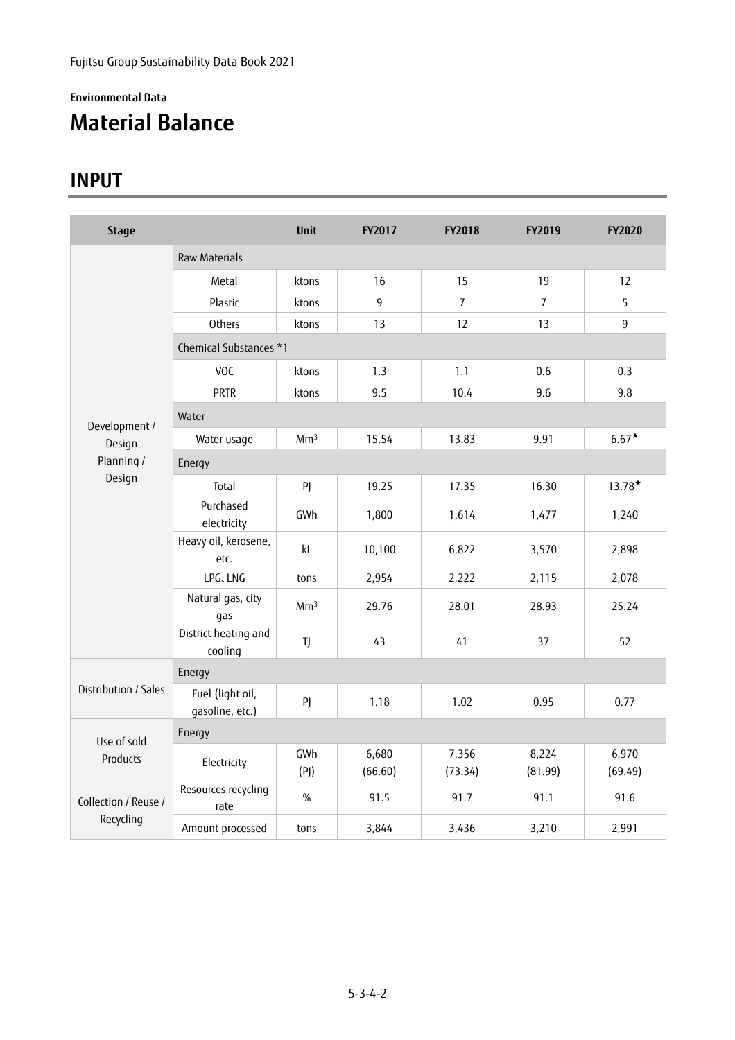Environmental Data

# Material Balance

## INPUT

| Stage | | Unit | FY2017 | FY2018 | FY2019 | FY2020 |
|---|---|---|---|---|---|---|
| Development / Design Planning / Design | Raw Materials | | | | | |
| | Metal | ktons | 16 | 15 | 19 | 12 |
| | Plastic | ktons | 9 | 7 | 7 | 5 |
| | Others | ktons | 13 | 12 | 13 | 9 |
| | Chemical Substances *1 | | | | | |
| | VOC | ktons | 1.3 | 1.1 | 0.6 | 0.3 |
| | PRTR | ktons | 9.5 | 10.4 | 9.6 | 9.8 |
| | Water | | | | | |
| | Water usage | $Mm^3$ | 15.54 | 13.83 | 9.91 | 6.67★ |
| | Energy | | | | | |
| | Total | PJ | 19.25 | 17.35 | 16.30 | 13.78★ |
| | Purchased electricity | GWh | 1,800 | 1,614 | 1,477 | 1,240 |
| | Heavy oil, kerosene, etc. | kL | 10,100 | 6,822 | 3,570 | 2,898 |
| | LPG、LNG | tons | 2,954 | 2,222 | 2,115 | 2,078 |
| | Natural gas, city gas | $Mm^3$ | 29.76 | 28.01 | 28.93 | 25.24 |
| | District heating and cooling | TJ | 43 | 41 | 37 | 52 |
| Distribution / Sales | Energy | | | | | |
| | Fuel (light oil, gasoline, etc.) | PJ | 1.18 | 1.02 | 0.95 | 0.77 |
| Use of sold Products | Energy | | | | | |
| | Electricity | GWh (PJ) | 6,680 (66.60) | 7,356 (73.34) | 8,224 (81.99) | 6,970 (69.49) |
| Collection / Reuse / Recycling | Resources recycling rate | % | 91.5 | 91.7 | 91.1 | 91.6 |
| | Amount processed | tons | 3,844 | 3,436 | 3,210 | 2,991 |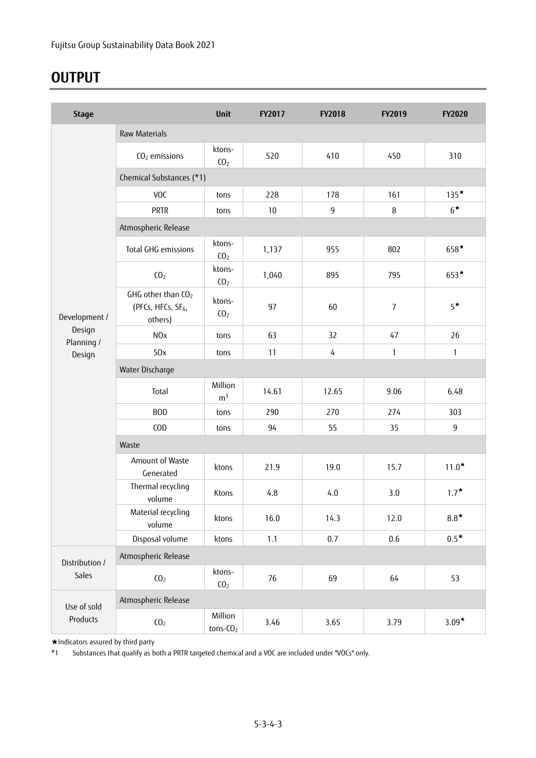# OUTPUT

| Stage | | Unit | FY2017 | FY2018 | FY2019 | FY2020 |
|---|---|---|---|---|---|---|
| Development / Design Planning / Design | Raw Materials | | | | | |
| | $CO_2$ emissions | ktons-$CO_2$ | 520 | 410 | 450 | 310 |
| | Chemical Substances (*1) | | | | | |
| | VOC | tons | 228 | 178 | 161 | 135★ |
| | PRTR | tons | 10 | 9 | 8 | 6★ |
| | Atmospheric Release | | | | | |
| | Total GHG emissions | ktons-$CO_2$ | 1,137 | 955 | 802 | 658★ |
| | $CO_2$ | ktons-$CO_2$ | 1,040 | 895 | 795 | 653★ |
| | GHG other than $CO_2$ (PFCs, HFCs, $SF_6$, others) | ktons-$CO_2$ | 97 | 60 | 7 | 5★ |
| | NOx | tons | 63 | 32 | 47 | 26 |
| | SOx | tons | 11 | 4 | 1 | 1 |
| | Water Discharge | | | | | |
| | Total | Million $m^3$ | 14.61 | 12.65 | 9.06 | 6.48 |
| | BOD | tons | 290 | 270 | 274 | 303 |
| | COD | tons | 94 | 55 | 35 | 9 |
| | Waste | | | | | |
| | Amount of Waste Generated | ktons | 21.9 | 19.0 | 15.7 | 11.0★ |
| | Thermal recycling volume | Ktons | 4.8 | 4.0 | 3.0 | 1.7★ |
| | Material recycling volume | ktons | 16.0 | 14.3 | 12.0 | 8.8★ |
| | Disposal volume | ktons | 1.1 | 0.7 | 0.6 | 0.5★ |
| Distribution / Sales | Atmospheric Release | | | | | |
| | $CO_2$ | ktons-$CO_2$ | 76 | 69 | 64 | 53 |
| Use of sold Products | Atmospheric Release | | | | | |
| | $CO_2$ | Million tons-$CO_2$ | 3.46 | 3.65 | 3.79 | 3.09★ |

★Indicators assured by third party

*1 Substances that qualify as both a PRTR targeted chemical and a VOC are included under "VOCs" only.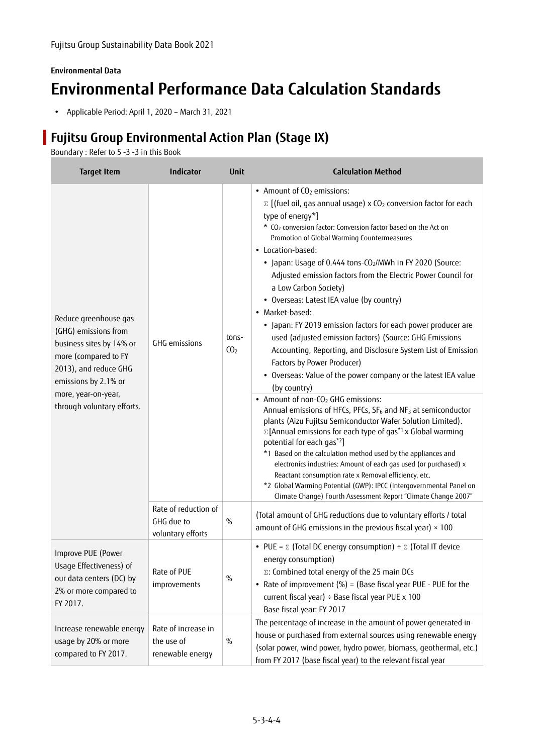Fujitsu Group Sustainability Data Book 2021

**Environmental Data**

# Environmental Performance Data Calculation Standards

- Applicable Period: April 1, 2020 – March 31, 2021

## Fujitsu Group Environmental Action Plan (Stage IX)

Boundary : Refer to 5 -3 -3 in this Book

| Target Item | Indicator | Unit | Calculation Method |
|---|---|---|---|
| Reduce greenhouse gas (GHG) emissions from business sites by 14% or more (compared to FY 2013), and reduce GHG emissions by 2.1% or more, year-on-year, through voluntary efforts. | GHG emissions | tons-$CO_2$ | • Amount of $CO_2$ emissions:<br>Σ [(fuel oil, gas annual usage) x $CO_2$ conversion factor for each type of energy*]<br>* $CO_2$ conversion factor: Conversion factor based on the Act on Promotion of Global Warming Countermeasures<br>• Location-based:<br>• Japan: Usage of 0.444 tons-$CO_2$/MWh in FY 2020 (Source: Adjusted emission factors from the Electric Power Council for a Low Carbon Society)<br>• Overseas: Latest IEA value (by country)<br>• Market-based:<br>• Japan: FY 2019 emission factors for each power producer are used (adjusted emission factors) (Source: GHG Emissions Accounting, Reporting, and Disclosure System List of Emission Factors by Power Producer)<br>• Overseas: Value of the power company or the latest IEA value (by country)<br>• Amount of non-$CO_2$ GHG emissions:<br>Annual emissions of HFCs, PFCs, $SF_6$ and $NF_3$ at semiconductor plants (Aizu Fujitsu Semiconductor Wafer Solution Limited).<br>Σ[Annual emissions for each type of gas[*1] x Global warming potential for each gas[*2]]<br>*1 Based on the calculation method used by the appliances and electronics industries: Amount of each gas used (or purchased) x Reactant consumption rate x Removal efficiency, etc.<br>*2 Global Warming Potential (GWP): IPCC (Intergovernmental Panel on Climate Change) Fourth Assessment Report "Climate Change 2007" |
| | Rate of reduction of GHG due to voluntary efforts | % | (Total amount of GHG reductions due to voluntary efforts / total amount of GHG emissions in the previous fiscal year) × 100 |
| Improve PUE (Power Usage Effectiveness) of our data centers (DC) by 2% or more compared to FY 2017. | Rate of PUE improvements | % | • PUE = Σ (Total DC energy consumption) ÷ Σ (Total IT device energy consumption)<br>Σ: Combined total energy of the 25 main DCs<br>• Rate of improvement (%) = (Base fiscal year PUE - PUE for the current fiscal year) ÷ Base fiscal year PUE x 100<br>Base fiscal year: FY 2017 |
| Increase renewable energy usage by 20% or more compared to FY 2017. | Rate of increase in the use of renewable energy | % | The percentage of increase in the amount of power generated in-house or purchased from external sources using renewable energy (solar power, wind power, hydro power, biomass, geothermal, etc.) from FY 2017 (base fiscal year) to the relevant fiscal year |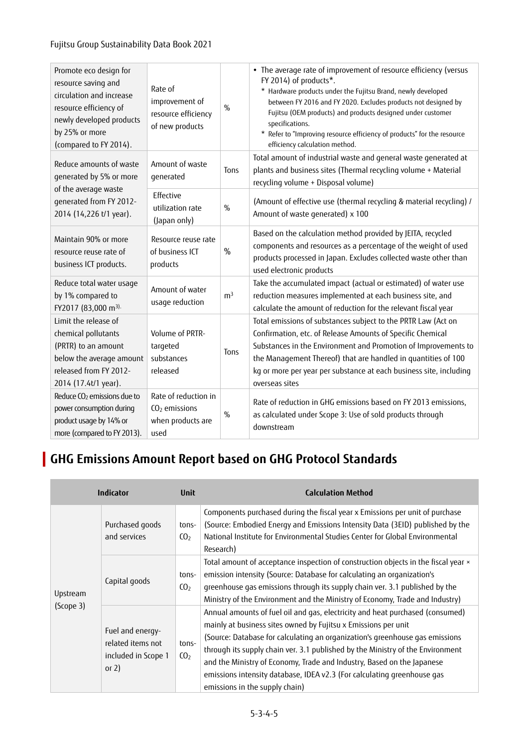| | | | |
|---|---|---|---|
| Promote eco design for resource saving and circulation and increase resource efficiency of newly developed products by 25% or more (compared to FY 2014). | Rate of improvement of resource efficiency of new products | % | • The average rate of improvement of resource efficiency (versus FY 2014) of products*.<br>* Hardware products under the Fujitsu Brand, newly developed between FY 2016 and FY 2020. Excludes products not designed by Fujitsu (OEM products) and products designed under customer specifications.<br>* Refer to "Improving resource efficiency of products" for the resource efficiency calculation method. |
| Reduce amounts of waste generated by 5% or more of the average waste generated from FY 2012-2014 (14,226 t/1 year). | Amount of waste generated | Tons | Total amount of industrial waste and general waste generated at plants and business sites (Thermal recycling volume + Material recycling volume + Disposal volume) |
| | Effective utilization rate (Japan only) | % | (Amount of effective use (thermal recycling & material recycling) / Amount of waste generated) x 100 |
| Maintain 90% or more resource reuse rate of business ICT products. | Resource reuse rate of business ICT products | % | Based on the calculation method provided by JEITA, recycled components and resources as a percentage of the weight of used products processed in Japan. Excludes collected waste other than used electronic products |
| Reduce total water usage by 1% compared to FY2017 (83,000 $m^3$). | Amount of water usage reduction | $m^3$ | Take the accumulated impact (actual or estimated) of water use reduction measures implemented at each business site, and calculate the amount of reduction for the relevant fiscal year |
| Limit the release of chemical pollutants (PRTR) to an amount below the average amount released from FY 2012-2014 (17.4t/1 year). | Volume of PRTR-targeted substances released | Tons | Total emissions of substances subject to the PRTR Law (Act on Confirmation, etc. of Release Amounts of Specific Chemical Substances in the Environment and Promotion of Improvements to the Management Thereof) that are handled in quantities of 100 kg or more per year per substance at each business site, including overseas sites |
| Reduce $CO_2$ emissions due to power consumption during product usage by 14% or more (compared to FY 2013). | Rate of reduction in $CO_2$ emissions when products are used | % | Rate of reduction in GHG emissions based on FY 2013 emissions, as calculated under Scope 3: Use of sold products through downstream |

## GHG Emissions Amount Report based on GHG Protocol Standards

| Indicator | | Unit | Calculation Method |
|---|---|---|---|
| Upstream (Scope 3) | Purchased goods and services | tons-$CO_2$ | Components purchased during the fiscal year x Emissions per unit of purchase (Source: Embodied Energy and Emissions Intensity Data (3EID) published by the National Institute for Environmental Studies Center for Global Environmental Research) |
| | Capital goods | tons-$CO_2$ | Total amount of acceptance inspection of construction objects in the fiscal year × emission intensity (Source: Database for calculating an organization's greenhouse gas emissions through its supply chain ver. 3.1 published by the Ministry of the Environment and the Ministry of Economy, Trade and Industry) |
| | Fuel and energy-related items not included in Scope 1 or 2) | tons-$CO_2$ | Annual amounts of fuel oil and gas, electricity and heat purchased (consumed) mainly at business sites owned by Fujitsu x Emissions per unit (Source: Database for calculating an organization's greenhouse gas emissions through its supply chain ver. 3.1 published by the Ministry of the Environment and the Ministry of Economy, Trade and Industry, Based on the Japanese emissions intensity database, IDEA v2.3 (For calculating greenhouse gas emissions in the supply chain) |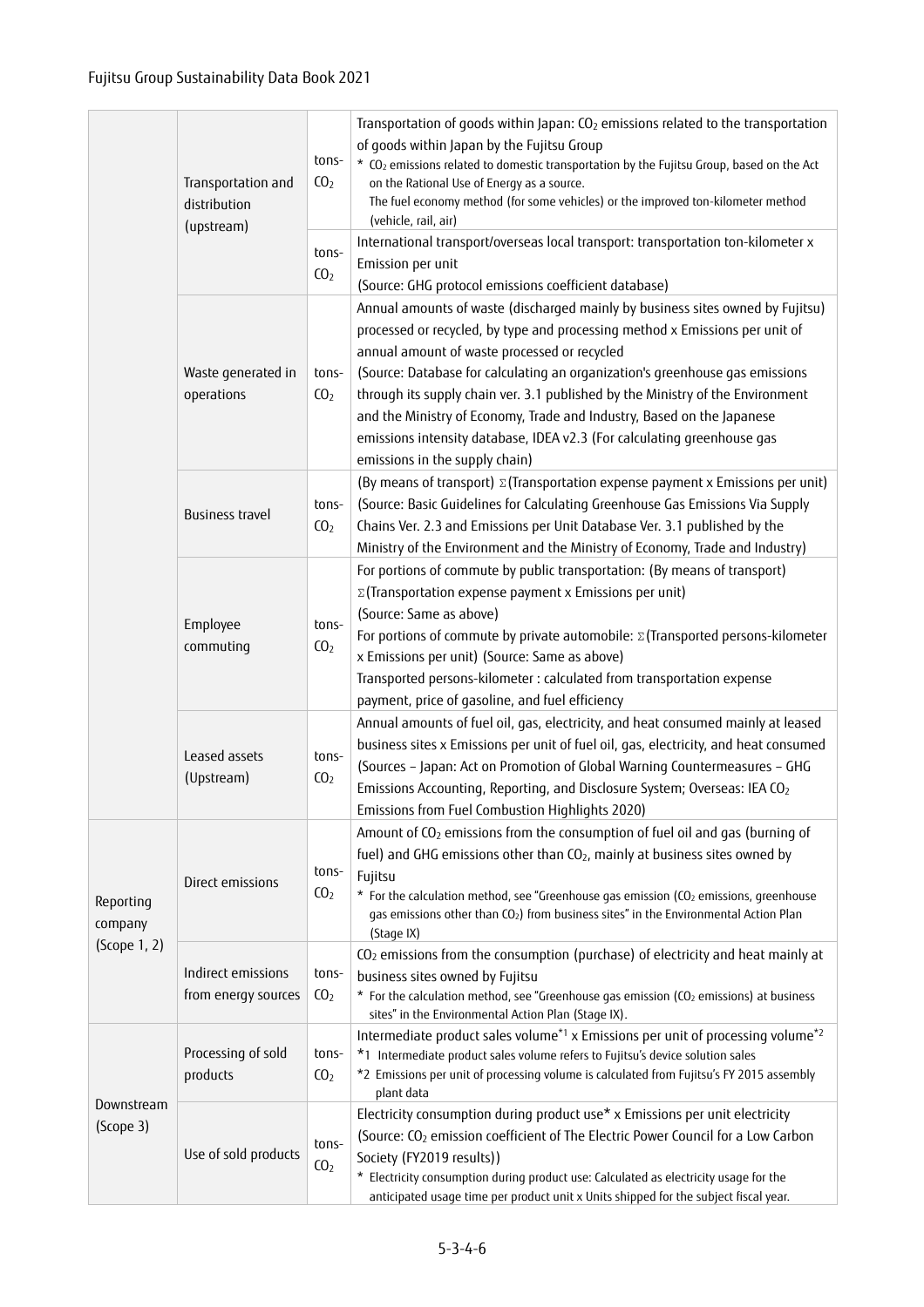| | | | |
|---|---|---|---|
| | Transportation and distribution (upstream) | tons-$CO_2$ | Transportation of goods within Japan: $CO_2$ emissions related to the transportation of goods within Japan by the Fujitsu Group<br>* $CO_2$ emissions related to domestic transportation by the Fujitsu Group, based on the Act on the Rational Use of Energy as a source.<br>The fuel economy method (for some vehicles) or the improved ton-kilometer method (vehicle, rail, air) |
| | | tons-$CO_2$ | International transport/overseas local transport: transportation ton-kilometer x Emission per unit<br>(Source: GHG protocol emissions coefficient database) |
| | Waste generated in operations | tons-$CO_2$ | Annual amounts of waste (discharged mainly by business sites owned by Fujitsu) processed or recycled, by type and processing method x Emissions per unit of annual amount of waste processed or recycled<br>(Source: Database for calculating an organization's greenhouse gas emissions through its supply chain ver. 3.1 published by the Ministry of the Environment and the Ministry of Economy, Trade and Industry, Based on the Japanese emissions intensity database, IDEA v2.3 (For calculating greenhouse gas emissions in the supply chain) |
| | Business travel | tons-$CO_2$ | (By means of transport) Σ(Transportation expense payment x Emissions per unit)<br>(Source: Basic Guidelines for Calculating Greenhouse Gas Emissions Via Supply Chains Ver. 2.3 and Emissions per Unit Database Ver. 3.1 published by the Ministry of the Environment and the Ministry of Economy, Trade and Industry) |
| | Employee commuting | tons-$CO_2$ | For portions of commute by public transportation: (By means of transport) Σ(Transportation expense payment x Emissions per unit)<br>(Source: Same as above)<br>For portions of commute by private automobile: Σ(Transported persons-kilometer x Emissions per unit) (Source: Same as above)<br>Transported persons-kilometer : calculated from transportation expense payment, price of gasoline, and fuel efficiency |
| | Leased assets (Upstream) | tons-$CO_2$ | Annual amounts of fuel oil, gas, electricity, and heat consumed mainly at leased business sites x Emissions per unit of fuel oil, gas, electricity, and heat consumed<br>(Sources – Japan: Act on Promotion of Global Warning Countermeasures – GHG Emissions Accounting, Reporting, and Disclosure System; Overseas: IEA $CO_2$ Emissions from Fuel Combustion Highlights 2020) |
| Reporting company (Scope 1, 2) | Direct emissions | tons-$CO_2$ | Amount of $CO_2$ emissions from the consumption of fuel oil and gas (burning of fuel) and GHG emissions other than $CO_2$, mainly at business sites owned by Fujitsu<br>* For the calculation method, see "Greenhouse gas emission ($CO_2$ emissions, greenhouse gas emissions other than $CO_2$) from business sites" in the Environmental Action Plan (Stage IX) |
| | Indirect emissions from energy sources | tons-$CO_2$ | $CO_2$ emissions from the consumption (purchase) of electricity and heat mainly at business sites owned by Fujitsu<br>* For the calculation method, see "Greenhouse gas emission ($CO_2$ emissions) at business sites" in the Environmental Action Plan (Stage IX). |
| Downstream (Scope 3) | Processing of sold products | tons-$CO_2$ | Intermediate product sales volume*1 x Emissions per unit of processing volume*2<br>*1 Intermediate product sales volume refers to Fujitsu's device solution sales<br>*2 Emissions per unit of processing volume is calculated from Fujitsu's FY 2015 assembly plant data |
| | Use of sold products | tons-$CO_2$ | Electricity consumption during product use* x Emissions per unit electricity<br>(Source: $CO_2$ emission coefficient of The Electric Power Council for a Low Carbon Society (FY2019 results))<br>* Electricity consumption during product use: Calculated as electricity usage for the anticipated usage time per product unit x Units shipped for the subject fiscal year. |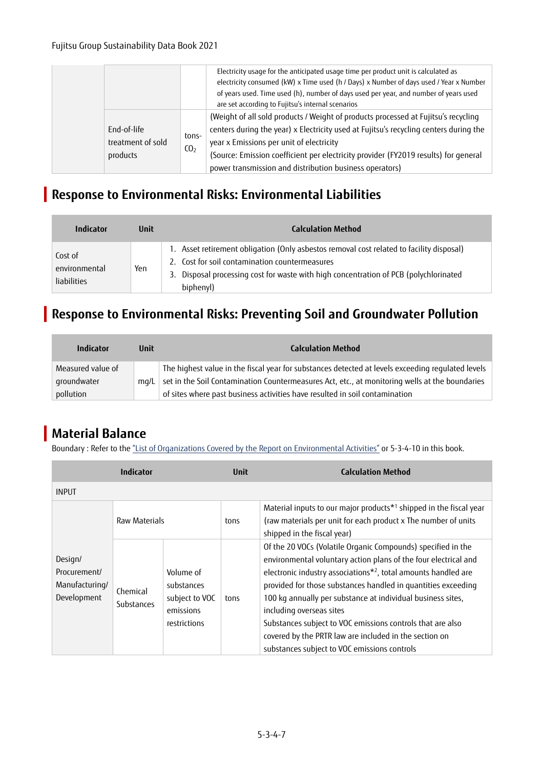| | | | |
|---|---|---|---|
| | | | Electricity usage for the anticipated usage time per product unit is calculated as electricity consumed (kW) x Time used (h / Days) x Number of days used / Year x Number of years used. Time used (h), number of days used per year, and number of years used are set according to Fujitsu's internal scenarios |
| | End-of-life treatment of sold products | tons-$CO_2$ | (Weight of all sold products / Weight of products processed at Fujitsu's recycling centers during the year) x Electricity used at Fujitsu's recycling centers during the year x Emissions per unit of electricity<br>(Source: Emission coefficient per electricity provider (FY2019 results) for general power transmission and distribution business operators) |

## Response to Environmental Risks: Environmental Liabilities

| Indicator | Unit | Calculation Method |
|---|---|---|
| Cost of environmental liabilities | Yen | 1. Asset retirement obligation (Only asbestos removal cost related to facility disposal)<br>2. Cost for soil contamination countermeasures<br>3. Disposal processing cost for waste with high concentration of PCB (polychlorinated biphenyl) |

## Response to Environmental Risks: Preventing Soil and Groundwater Pollution

| Indicator | Unit | Calculation Method |
|---|---|---|
| Measured value of groundwater pollution | mg/L | The highest value in the fiscal year for substances detected at levels exceeding regulated levels set in the Soil Contamination Countermeasures Act, etc., at monitoring wells at the boundaries of sites where past business activities have resulted in soil contamination |

## Material Balance

Boundary : Refer to the "List of Organizations Covered by the Report on Environmental Activities" or 5-3-4-10 in this book.

| Indicator | | | Unit | Calculation Method |
|---|---|---|---|---|
| INPUT | | | | |
| Design/ Procurement/ Manufacturing/ Development | Raw Materials | | tons | Material inputs to our major products*1 shipped in the fiscal year (raw materials per unit for each product x The number of units shipped in the fiscal year) |
| | Chemical Substances | Volume of substances subject to VOC emissions restrictions | tons | Of the 20 VOCs (Volatile Organic Compounds) specified in the environmental voluntary action plans of the four electrical and electronic industry associations*2, total amounts handled are provided for those substances handled in quantities exceeding 100 kg annually per substance at individual business sites, including overseas sites<br>Substances subject to VOC emissions controls that are also covered by the PRTR law are included in the section on substances subject to VOC emissions controls |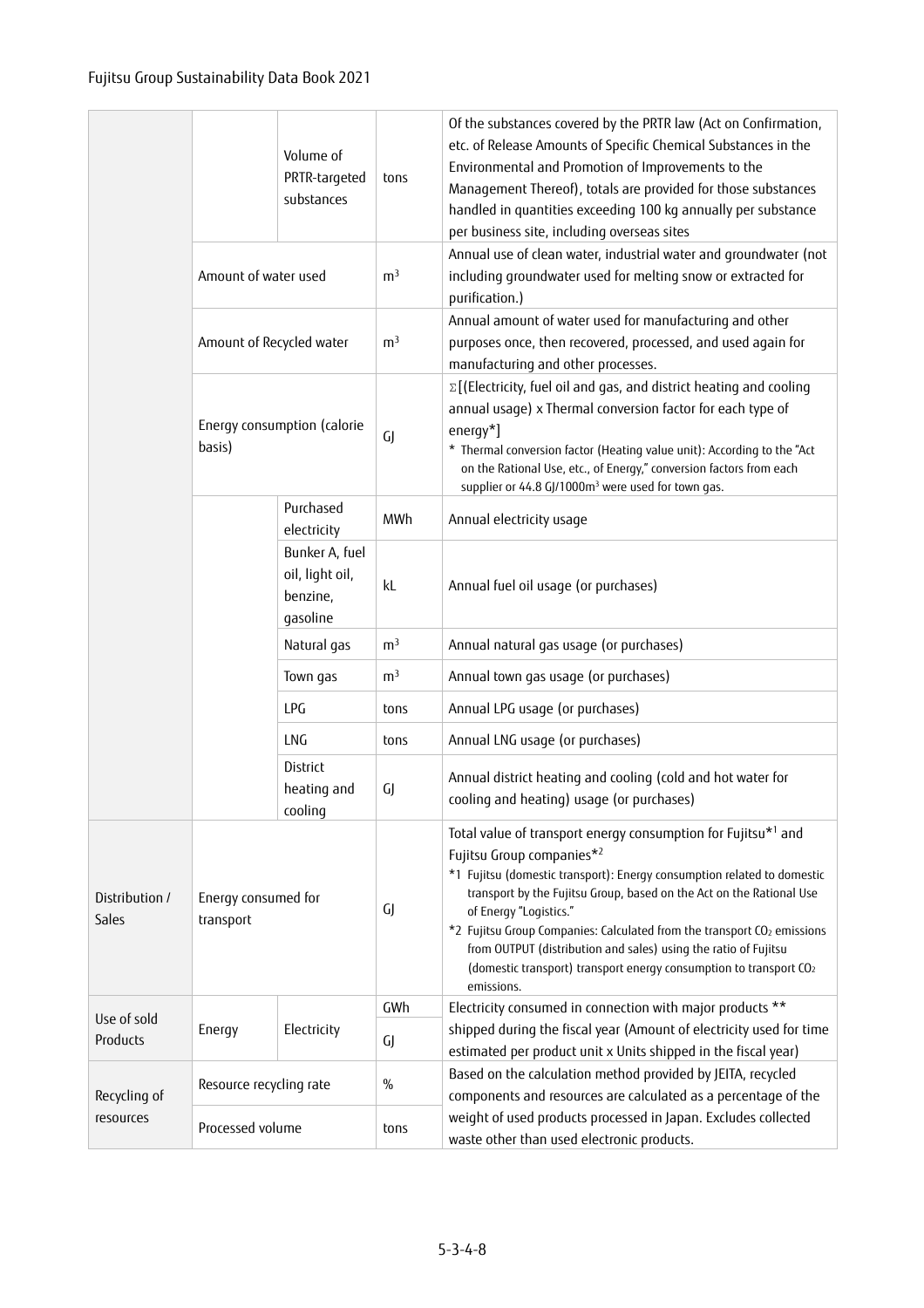|  |  |  |  |  |
|---|---|---|---|---|
|  |  | Volume of PRTR-targeted substances | tons | Of the substances covered by the PRTR law (Act on Confirmation, etc. of Release Amounts of Specific Chemical Substances in the Environmental and Promotion of Improvements to the Management Thereof), totals are provided for those substances handled in quantities exceeding 100 kg annually per substance per business site, including overseas sites |
|  | Amount of water used |  | $m^3$ | Annual use of clean water, industrial water and groundwater (not including groundwater used for melting snow or extracted for purification.) |
|  | Amount of Recycled water |  | $m^3$ | Annual amount of water used for manufacturing and other purposes once, then recovered, processed, and used again for manufacturing and other processes. |
|  | Energy consumption (calorie basis) |  | GJ | Σ[(Electricity, fuel oil and gas, and district heating and cooling annual usage) x Thermal conversion factor for each type of energy*]<br>* Thermal conversion factor (Heating value unit): According to the "Act on the Rational Use, etc., of Energy," conversion factors from each supplier or 44.8 GJ/1000$m^3$ were used for town gas. |
|  |  | Purchased electricity | MWh | Annual electricity usage |
|  |  | Bunker A, fuel oil, light oil, benzine, gasoline | kL | Annual fuel oil usage (or purchases) |
|  |  | Natural gas | $m^3$ | Annual natural gas usage (or purchases) |
|  |  | Town gas | $m^3$ | Annual town gas usage (or purchases) |
|  |  | LPG | tons | Annual LPG usage (or purchases) |
|  |  | LNG | tons | Annual LNG usage (or purchases) |
|  |  | District heating and cooling | GJ | Annual district heating and cooling (cold and hot water for cooling and heating) usage (or purchases) |
| Distribution / Sales | Energy consumed for transport |  | GJ | Total value of transport energy consumption for Fujitsu*1 and Fujitsu Group companies*2<br>*1 Fujitsu (domestic transport): Energy consumption related to domestic transport by the Fujitsu Group, based on the Act on the Rational Use of Energy "Logistics."<br>*2 Fujitsu Group Companies: Calculated from the transport $CO_2$ emissions from OUTPUT (distribution and sales) using the ratio of Fujitsu (domestic transport) transport energy consumption to transport $CO_2$ emissions. |
| Use of sold Products | Energy | Electricity | GWh<br>GJ | Electricity consumed in connection with major products ** shipped during the fiscal year (Amount of electricity used for time estimated per product unit x Units shipped in the fiscal year) |
| Recycling of resources | Resource recycling rate |  | % | Based on the calculation method provided by JEITA, recycled components and resources are calculated as a percentage of the weight of used products processed in Japan. Excludes collected waste other than used electronic products. |
|  | Processed volume |  | tons |  |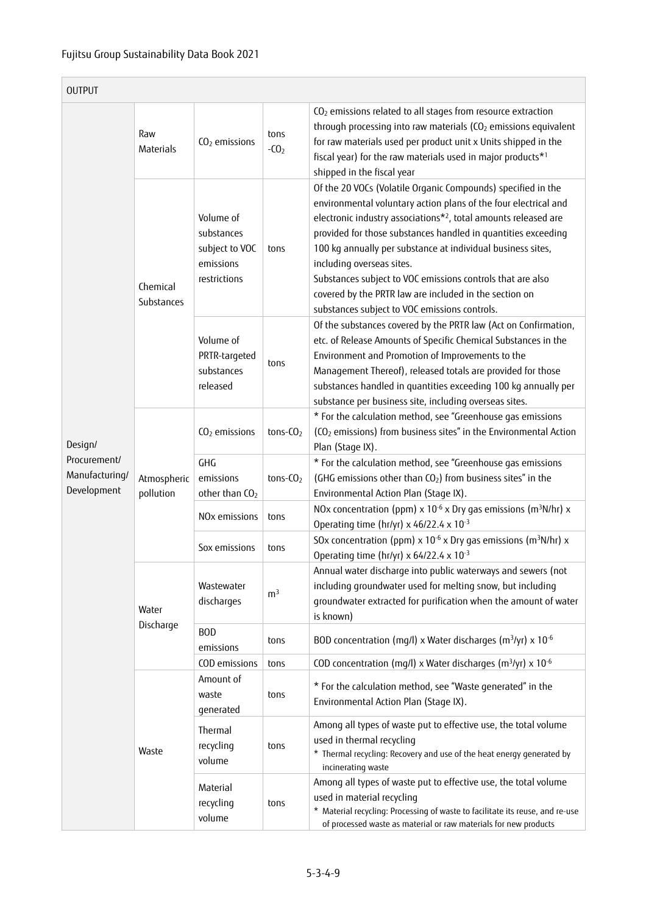| OUTPUT | | | | |
|---|---|---|---|---|
| Design/ Procurement/ Manufacturing/ Development | Raw Materials | $CO_2$ emissions | tons -$CO_2$ | $CO_2$ emissions related to all stages from resource extraction through processing into raw materials ($CO_2$ emissions equivalent for raw materials used per product unit x Units shipped in the fiscal year) for the raw materials used in major products*[1] shipped in the fiscal year |
| | Chemical Substances | Volume of substances subject to VOC emissions restrictions | tons | Of the 20 VOCs (Volatile Organic Compounds) specified in the environmental voluntary action plans of the four electrical and electronic industry associations*[2], total amounts released are provided for those substances handled in quantities exceeding 100 kg annually per substance at individual business sites, including overseas sites.<br>Substances subject to VOC emissions controls that are also covered by the PRTR law are included in the section on substances subject to VOC emissions controls. |
| | | Volume of PRTR-targeted substances released | tons | Of the substances covered by the PRTR law (Act on Confirmation, etc. of Release Amounts of Specific Chemical Substances in the Environment and Promotion of Improvements to the Management Thereof), released totals are provided for those substances handled in quantities exceeding 100 kg annually per substance per business site, including overseas sites. |
| | Atmospheric pollution | $CO_2$ emissions | tons-$CO_2$ | * For the calculation method, see "Greenhouse gas emissions ($CO_2$ emissions) from business sites" in the Environmental Action Plan (Stage IX). |
| | | GHG emissions other than $CO_2$ | tons-$CO_2$ | * For the calculation method, see "Greenhouse gas emissions (GHG emissions other than $CO_2$) from business sites" in the Environmental Action Plan (Stage IX). |
| | | NOx emissions | tons | NOx concentration (ppm) x $10^{-6}$ x Dry gas emissions ($m^3$N/hr) x Operating time (hr/yr) x 46/22.4 x $10^{-3}$ |
| | | Sox emissions | tons | SOx concentration (ppm) x $10^{-6}$ x Dry gas emissions ($m^3$N/hr) x Operating time (hr/yr) x 64/22.4 x $10^{-3}$ |
| | Water Discharge | Wastewater discharges | $m^3$ | Annual water discharge into public waterways and sewers (not including groundwater used for melting snow, but including groundwater extracted for purification when the amount of water is known) |
| | | BOD emissions | tons | BOD concentration (mg/l) x Water discharges ($m^3$/yr) x $10^{-6}$ |
| | | COD emissions | tons | COD concentration (mg/l) x Water discharges ($m^3$/yr) x $10^{-6}$ |
| | Waste | Amount of waste generated | tons | * For the calculation method, see "Waste generated" in the Environmental Action Plan (Stage IX). |
| | | Thermal recycling volume | tons | Among all types of waste put to effective use, the total volume used in thermal recycling<br>* Thermal recycling: Recovery and use of the heat energy generated by incinerating waste |
| | | Material recycling volume | tons | Among all types of waste put to effective use, the total volume used in material recycling<br>* Material recycling: Processing of waste to facilitate its reuse, and re-use of processed waste as material or raw materials for new products |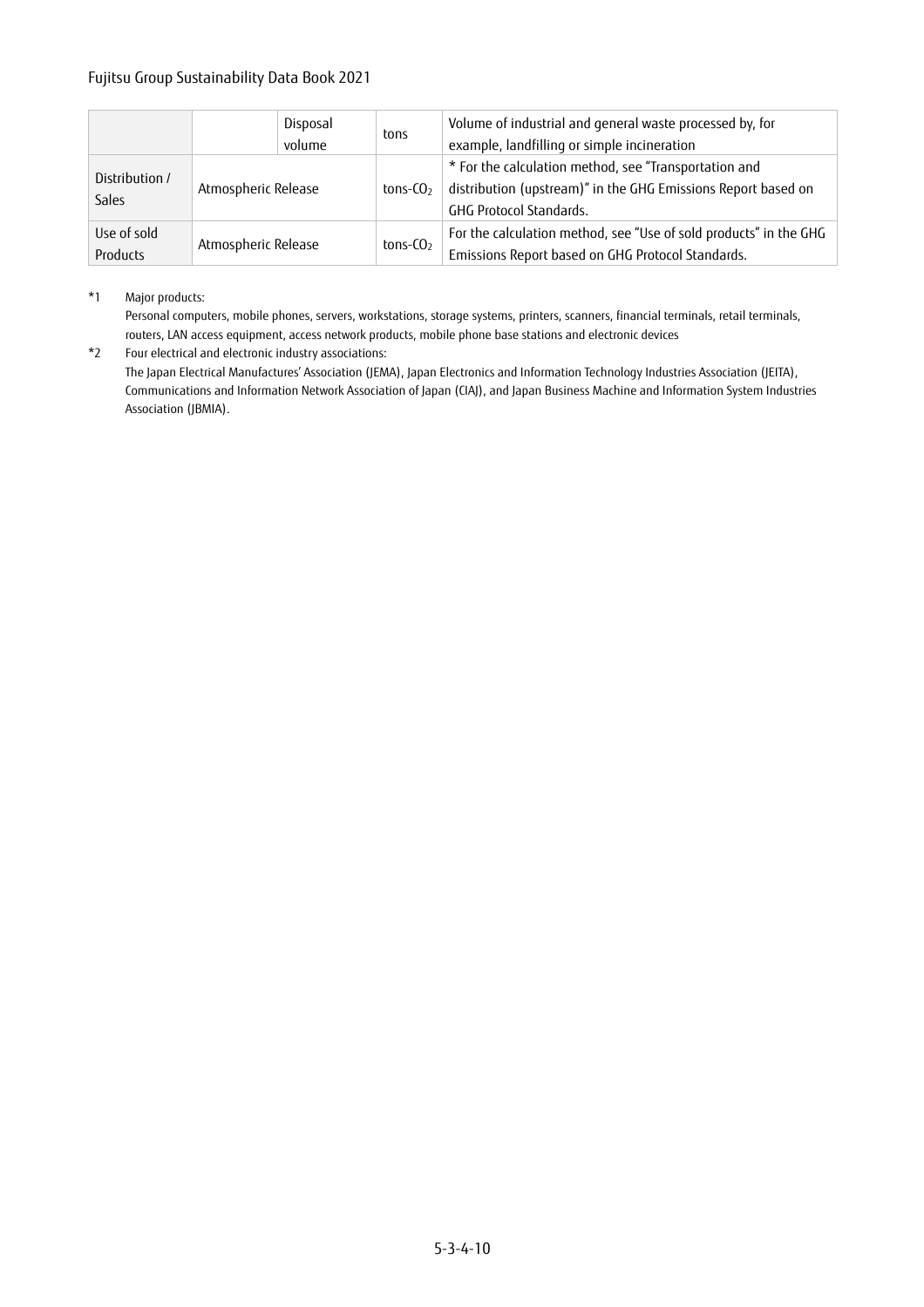| | | | | |
|---|---|---|---|---|
| | | Disposal volume | tons | Volume of industrial and general waste processed by, for example, landfilling or simple incineration |
| Distribution / Sales | Atmospheric Release | | tons-$CO_2$ | * For the calculation method, see "Transportation and distribution (upstream)" in the GHG Emissions Report based on GHG Protocol Standards. |
| Use of sold Products | Atmospheric Release | | tons-$CO_2$ | For the calculation method, see "Use of sold products" in the GHG Emissions Report based on GHG Protocol Standards. |

*1 Major products:
Personal computers, mobile phones, servers, workstations, storage systems, printers, scanners, financial terminals, retail terminals, routers, LAN access equipment, access network products, mobile phone base stations and electronic devices

*2 Four electrical and electronic industry associations:
The Japan Electrical Manufactures' Association (JEMA), Japan Electronics and Information Technology Industries Association (JEITA), Communications and Information Network Association of Japan (CIAJ), and Japan Business Machine and Information System Industries Association (JBMIA).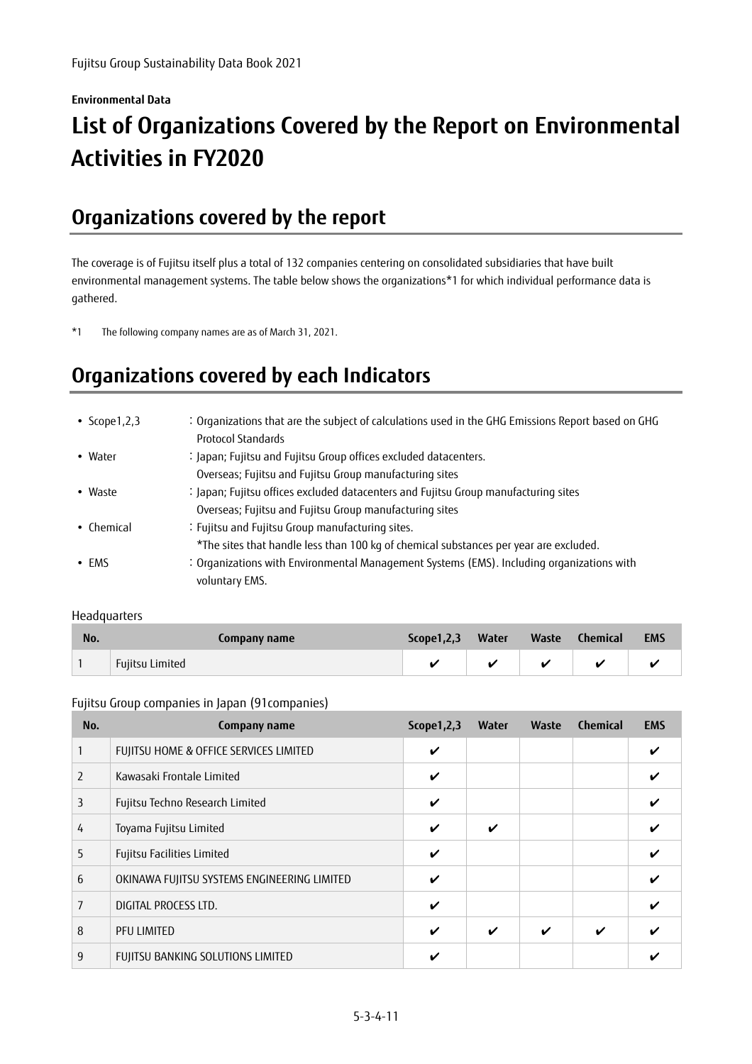Environmental Data

# List of Organizations Covered by the Report on Environmental Activities in FY2020

## Organizations covered by the report

The coverage is of Fujitsu itself plus a total of 132 companies centering on consolidated subsidiaries that have built environmental management systems. The table below shows the organizations*1 for which individual performance data is gathered.

*1 The following company names are as of March 31, 2021.

## Organizations covered by each Indicators

- Scope1,2,3 ：Organizations that are the subject of calculations used in the GHG Emissions Report based on GHG Protocol Standards
- Water ：Japan; Fujitsu and Fujitsu Group offices excluded datacenters.
  Overseas; Fujitsu and Fujitsu Group manufacturing sites
- Waste ：Japan; Fujitsu offices excluded datacenters and Fujitsu Group manufacturing sites
  Overseas; Fujitsu and Fujitsu Group manufacturing sites
- Chemical ：Fujitsu and Fujitsu Group manufacturing sites.
  *The sites that handle less than 100 kg of chemical substances per year are excluded.
- EMS ：Organizations with Environmental Management Systems (EMS). Including organizations with voluntary EMS.

Headquarters

| No. | Company name | Scope1,2,3 | Water | Waste | Chemical | EMS |
|---|---|---|---|---|---|---|
| 1 | Fujitsu Limited | ✔ | ✔ | ✔ | ✔ | ✔ |

Fujitsu Group companies in Japan (91companies)

| No. | Company name | Scope1,2,3 | Water | Waste | Chemical | EMS |
|---|---|---|---|---|---|---|
| 1 | FUJITSU HOME & OFFICE SERVICES LIMITED | ✔ | | | | ✔ |
| 2 | Kawasaki Frontale Limited | ✔ | | | | ✔ |
| 3 | Fujitsu Techno Research Limited | ✔ | | | | ✔ |
| 4 | Toyama Fujitsu Limited | ✔ | ✔ | | | ✔ |
| 5 | Fujitsu Facilities Limited | ✔ | | | | ✔ |
| 6 | OKINAWA FUJITSU SYSTEMS ENGINEERING LIMITED | ✔ | | | | ✔ |
| 7 | DIGITAL PROCESS LTD. | ✔ | | | | ✔ |
| 8 | PFU LIMITED | ✔ | ✔ | ✔ | ✔ | ✔ |
| 9 | FUJITSU BANKING SOLUTIONS LIMITED | ✔ | | | | ✔ |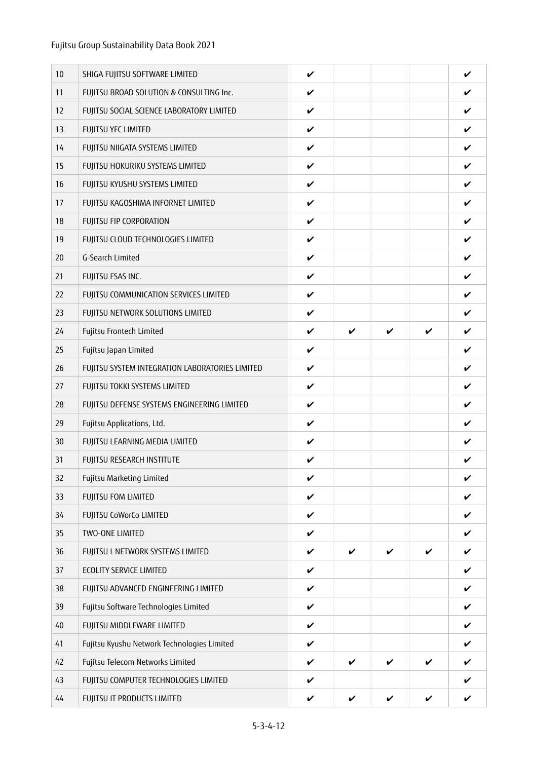| | | | | | | |
|---|---|---|---|---|---|---|
| 10 | SHIGA FUJITSU SOFTWARE LIMITED | ✔ | | | | ✔ |
| 11 | FUJITSU BROAD SOLUTION & CONSULTING Inc. | ✔ | | | | ✔ |
| 12 | FUJITSU SOCIAL SCIENCE LABORATORY LIMITED | ✔ | | | | ✔ |
| 13 | FUJITSU YFC LIMITED | ✔ | | | | ✔ |
| 14 | FUJITSU NIIGATA SYSTEMS LIMITED | ✔ | | | | ✔ |
| 15 | FUJITSU HOKURIKU SYSTEMS LIMITED | ✔ | | | | ✔ |
| 16 | FUJITSU KYUSHU SYSTEMS LIMITED | ✔ | | | | ✔ |
| 17 | FUJITSU KAGOSHIMA INFORNET LIMITED | ✔ | | | | ✔ |
| 18 | FUJITSU FIP CORPORATION | ✔ | | | | ✔ |
| 19 | FUJITSU CLOUD TECHNOLOGIES LIMITED | ✔ | | | | ✔ |
| 20 | G-Search Limited | ✔ | | | | ✔ |
| 21 | FUJITSU FSAS INC. | ✔ | | | | ✔ |
| 22 | FUJITSU COMMUNICATION SERVICES LIMITED | ✔ | | | | ✔ |
| 23 | FUJITSU NETWORK SOLUTIONS LIMITED | ✔ | | | | ✔ |
| 24 | Fujitsu Frontech Limited | ✔ | ✔ | ✔ | ✔ | ✔ |
| 25 | Fujitsu Japan Limited | ✔ | | | | ✔ |
| 26 | FUJITSU SYSTEM INTEGRATION LABORATORIES LIMITED | ✔ | | | | ✔ |
| 27 | FUJITSU TOKKI SYSTEMS LIMITED | ✔ | | | | ✔ |
| 28 | FUJITSU DEFENSE SYSTEMS ENGINEERING LIMITED | ✔ | | | | ✔ |
| 29 | Fujitsu Applications, Ltd. | ✔ | | | | ✔ |
| 30 | FUJITSU LEARNING MEDIA LIMITED | ✔ | | | | ✔ |
| 31 | FUJITSU RESEARCH INSTITUTE | ✔ | | | | ✔ |
| 32 | Fujitsu Marketing Limited | ✔ | | | | ✔ |
| 33 | FUJITSU FOM LIMITED | ✔ | | | | ✔ |
| 34 | FUJITSU CoWorCo LIMITED | ✔ | | | | ✔ |
| 35 | TWO-ONE LIMITED | ✔ | | | | ✔ |
| 36 | FUJITSU I-NETWORK SYSTEMS LIMITED | ✔ | ✔ | ✔ | ✔ | ✔ |
| 37 | ECOLITY SERVICE LIMITED | ✔ | | | | ✔ |
| 38 | FUJITSU ADVANCED ENGINEERING LIMITED | ✔ | | | | ✔ |
| 39 | Fujitsu Software Technologies Limited | ✔ | | | | ✔ |
| 40 | FUJITSU MIDDLEWARE LIMITED | ✔ | | | | ✔ |
| 41 | Fujitsu Kyushu Network Technologies Limited | ✔ | | | | ✔ |
| 42 | Fujitsu Telecom Networks Limited | ✔ | ✔ | ✔ | ✔ | ✔ |
| 43 | FUJITSU COMPUTER TECHNOLOGIES LIMITED | ✔ | | | | ✔ |
| 44 | FUJITSU IT PRODUCTS LIMITED | ✔ | ✔ | ✔ | ✔ | ✔ |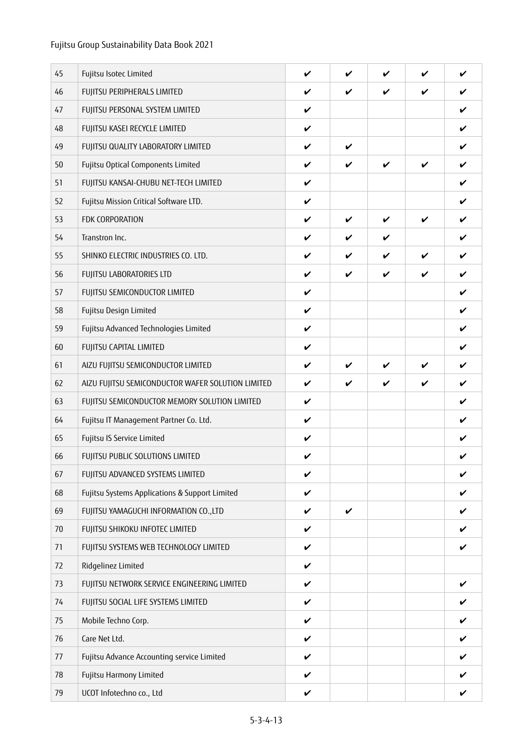| 45 | Fujitsu Isotec Limited | ✔ | ✔ | ✔ | ✔ | ✔ |
|---|---|---|---|---|---|---|
| 46 | FUJITSU PERIPHERALS LIMITED | ✔ | ✔ | ✔ | ✔ | ✔ |
| 47 | FUJITSU PERSONAL SYSTEM LIMITED | ✔ | | | | ✔ |
| 48 | FUJITSU KASEI RECYCLE LIMITED | ✔ | | | | ✔ |
| 49 | FUJITSU QUALITY LABORATORY LIMITED | ✔ | ✔ | | | ✔ |
| 50 | Fujitsu Optical Components Limited | ✔ | ✔ | ✔ | ✔ | ✔ |
| 51 | FUJITSU KANSAI-CHUBU NET-TECH LIMITED | ✔ | | | | ✔ |
| 52 | Fujitsu Mission Critical Software LTD. | ✔ | | | | ✔ |
| 53 | FDK CORPORATION | ✔ | ✔ | ✔ | ✔ | ✔ |
| 54 | Transtron Inc. | ✔ | ✔ | ✔ | | ✔ |
| 55 | SHINKO ELECTRIC INDUSTRIES CO. LTD. | ✔ | ✔ | ✔ | ✔ | ✔ |
| 56 | FUJITSU LABORATORIES LTD | ✔ | ✔ | ✔ | ✔ | ✔ |
| 57 | FUJITSU SEMICONDUCTOR LIMITED | ✔ | | | | ✔ |
| 58 | Fujitsu Design Limited | ✔ | | | | ✔ |
| 59 | Fujitsu Advanced Technologies Limited | ✔ | | | | ✔ |
| 60 | FUJITSU CAPITAL LIMITED | ✔ | | | | ✔ |
| 61 | AIZU FUJITSU SEMICONDUCTOR LIMITED | ✔ | ✔ | ✔ | ✔ | ✔ |
| 62 | AIZU FUJITSU SEMICONDUCTOR WAFER SOLUTION LIMITED | ✔ | ✔ | ✔ | ✔ | ✔ |
| 63 | FUJITSU SEMICONDUCTOR MEMORY SOLUTION LIMITED | ✔ | | | | ✔ |
| 64 | Fujitsu IT Management Partner Co. Ltd. | ✔ | | | | ✔ |
| 65 | Fujitsu IS Service Limited | ✔ | | | | ✔ |
| 66 | FUJITSU PUBLIC SOLUTIONS LIMITED | ✔ | | | | ✔ |
| 67 | FUJITSU ADVANCED SYSTEMS LIMITED | ✔ | | | | ✔ |
| 68 | Fujitsu Systems Applications & Support Limited | ✔ | | | | ✔ |
| 69 | FUJITSU YAMAGUCHI INFORMATION CO.,LTD | ✔ | ✔ | | | ✔ |
| 70 | FUJITSU SHIKOKU INFOTEC LIMITED | ✔ | | | | ✔ |
| 71 | FUJITSU SYSTEMS WEB TECHNOLOGY LIMITED | ✔ | | | | ✔ |
| 72 | Ridgelinez Limited | ✔ | | | | |
| 73 | FUJITSU NETWORK SERVICE ENGINEERING LIMITED | ✔ | | | | ✔ |
| 74 | FUJITSU SOCIAL LIFE SYSTEMS LIMITED | ✔ | | | | ✔ |
| 75 | Mobile Techno Corp. | ✔ | | | | ✔ |
| 76 | Care Net Ltd. | ✔ | | | | ✔ |
| 77 | Fujitsu Advance Accounting service Limited | ✔ | | | | ✔ |
| 78 | Fujitsu Harmony Limited | ✔ | | | | ✔ |
| 79 | UCOT Infotechno co., Ltd | ✔ | | | | ✔ |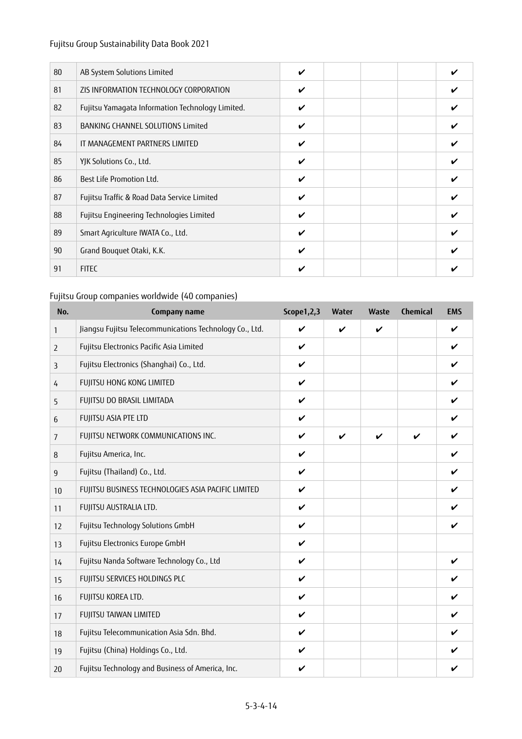| No. | Company name | Scope1,2,3 | Water | Waste | Chemical | EMS |
|---|---|---|---|---|---|---|
| 80 | AB System Solutions Limited | ✔ | | | | ✔ |
| 81 | ZIS INFORMATION TECHNOLOGY CORPORATION | ✔ | | | | ✔ |
| 82 | Fujitsu Yamagata Information Technology Limited. | ✔ | | | | ✔ |
| 83 | BANKING CHANNEL SOLUTIONS Limited | ✔ | | | | ✔ |
| 84 | IT MANAGEMENT PARTNERS LIMITED | ✔ | | | | ✔ |
| 85 | YJK Solutions Co., Ltd. | ✔ | | | | ✔ |
| 86 | Best Life Promotion Ltd. | ✔ | | | | ✔ |
| 87 | Fujitsu Traffic & Road Data Service Limited | ✔ | | | | ✔ |
| 88 | Fujitsu Engineering Technologies Limited | ✔ | | | | ✔ |
| 89 | Smart Agriculture IWATA Co., Ltd. | ✔ | | | | ✔ |
| 90 | Grand Bouquet Otaki, K.K. | ✔ | | | | ✔ |
| 91 | FITEC | ✔ | | | | ✔ |

Fujitsu Group companies worldwide (40 companies)

| No. | Company name | Scope1,2,3 | Water | Waste | Chemical | EMS |
|---|---|---|---|---|---|---|
| 1 | Jiangsu Fujitsu Telecommunications Technology Co., Ltd. | ✔ | ✔ | ✔ | | ✔ |
| 2 | Fujitsu Electronics Pacific Asia Limited | ✔ | | | | ✔ |
| 3 | Fujitsu Electronics (Shanghai) Co., Ltd. | ✔ | | | | ✔ |
| 4 | FUJITSU HONG KONG LIMITED | ✔ | | | | ✔ |
| 5 | FUJITSU DO BRASIL LIMITADA | ✔ | | | | ✔ |
| 6 | FUJITSU ASIA PTE LTD | ✔ | | | | ✔ |
| 7 | FUJITSU NETWORK COMMUNICATIONS INC. | ✔ | ✔ | ✔ | ✔ | ✔ |
| 8 | Fujitsu America, Inc. | ✔ | | | | ✔ |
| 9 | Fujitsu (Thailand) Co., Ltd. | ✔ | | | | ✔ |
| 10 | FUJITSU BUSINESS TECHNOLOGIES ASIA PACIFIC LIMITED | ✔ | | | | ✔ |
| 11 | FUJITSU AUSTRALIA LTD. | ✔ | | | | ✔ |
| 12 | Fujitsu Technology Solutions GmbH | ✔ | | | | ✔ |
| 13 | Fujitsu Electronics Europe GmbH | ✔ | | | | |
| 14 | Fujitsu Nanda Software Technology Co., Ltd | ✔ | | | | ✔ |
| 15 | FUJITSU SERVICES HOLDINGS PLC | ✔ | | | | ✔ |
| 16 | FUJITSU KOREA LTD. | ✔ | | | | ✔ |
| 17 | FUJITSU TAIWAN LIMITED | ✔ | | | | ✔ |
| 18 | Fujitsu Telecommunication Asia Sdn. Bhd. | ✔ | | | | ✔ |
| 19 | Fujitsu (China) Holdings Co., Ltd. | ✔ | | | | ✔ |
| 20 | Fujitsu Technology and Business of America, Inc. | ✔ | | | | ✔ |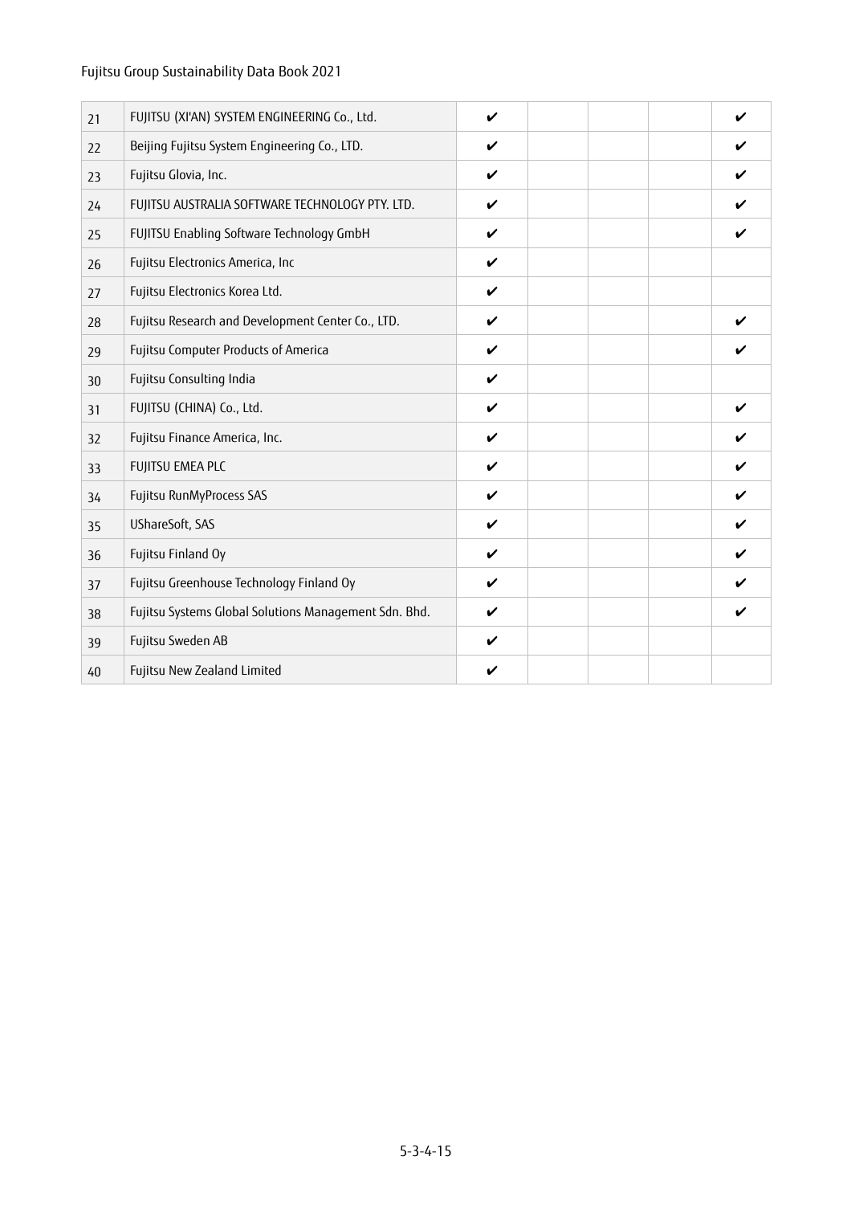| | | | | | | |
|---|---|---|---|---|---|---|
| 21 | FUJITSU (XI'AN) SYSTEM ENGINEERING Co., Ltd. | ✔ | | | | ✔ |
| 22 | Beijing Fujitsu System Engineering Co., LTD. | ✔ | | | | ✔ |
| 23 | Fujitsu Glovia, Inc. | ✔ | | | | ✔ |
| 24 | FUJITSU AUSTRALIA SOFTWARE TECHNOLOGY PTY. LTD. | ✔ | | | | ✔ |
| 25 | FUJITSU Enabling Software Technology GmbH | ✔ | | | | ✔ |
| 26 | Fujitsu Electronics America, Inc | ✔ | | | | |
| 27 | Fujitsu Electronics Korea Ltd. | ✔ | | | | |
| 28 | Fujitsu Research and Development Center Co., LTD. | ✔ | | | | ✔ |
| 29 | Fujitsu Computer Products of America | ✔ | | | | ✔ |
| 30 | Fujitsu Consulting India | ✔ | | | | |
| 31 | FUJITSU (CHINA) Co., Ltd. | ✔ | | | | ✔ |
| 32 | Fujitsu Finance America, Inc. | ✔ | | | | ✔ |
| 33 | FUJITSU EMEA PLC | ✔ | | | | ✔ |
| 34 | Fujitsu RunMyProcess SAS | ✔ | | | | ✔ |
| 35 | UShareSoft, SAS | ✔ | | | | ✔ |
| 36 | Fujitsu Finland Oy | ✔ | | | | ✔ |
| 37 | Fujitsu Greenhouse Technology Finland Oy | ✔ | | | | ✔ |
| 38 | Fujitsu Systems Global Solutions Management Sdn. Bhd. | ✔ | | | | ✔ |
| 39 | Fujitsu Sweden AB | ✔ | | | | |
| 40 | Fujitsu New Zealand Limited | ✔ | | | | |